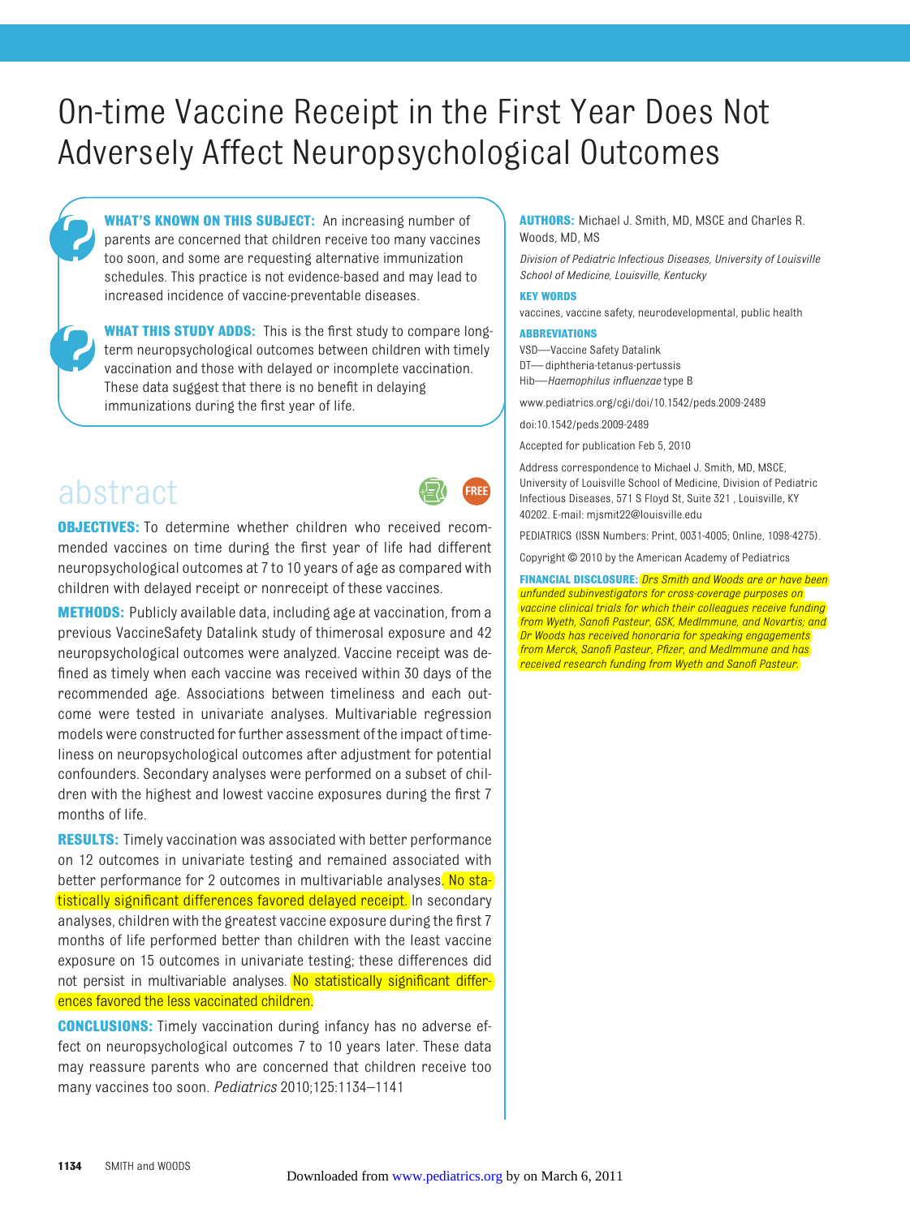# On-time Vaccine Receipt in the First Year Does Not Adversely Affect Neuropsychological Outcomes

**WHAT'S KNOWN ON THIS SUBJECT:** An increasing number of parents are concerned that children receive too many vaccines too soon, and some are requesting alternative immunization schedules. This practice is not evidence-based and may lead to increased incidence of vaccine-preventable diseases.

**WHAT THIS STUDY ADDS:** This is the first study to compare long-term neuropsychological outcomes between children with timely vaccination and those with delayed or incomplete vaccination. These data suggest that there is no benefit in delaying immunizations during the first year of life.

## abstract

**OBJECTIVES:** To determine whether children who received recommended vaccines on time during the first year of life had different neuropsychological outcomes at 7 to 10 years of age as compared with children with delayed receipt or nonreceipt of these vaccines.

**METHODS:** Publicly available data, including age at vaccination, from a previous VaccineSafety Datalink study of thimerosal exposure and 42 neuropsychological outcomes were analyzed. Vaccine receipt was defined as timely when each vaccine was received within 30 days of the recommended age. Associations between timeliness and each outcome were tested in univariate analyses. Multivariable regression models were constructed for further assessment of the impact of timeliness on neuropsychological outcomes after adjustment for potential confounders. Secondary analyses were performed on a subset of children with the highest and lowest vaccine exposures during the first 7 months of life.

**RESULTS:** Timely vaccination was associated with better performance on 12 outcomes in univariate testing and remained associated with better performance for 2 outcomes in multivariable analyses. No statistically significant differences favored delayed receipt. In secondary analyses, children with the greatest vaccine exposure during the first 7 months of life performed better than children with the least vaccine exposure on 15 outcomes in univariate testing; these differences did not persist in multivariable analyses. No statistically significant differences favored the less vaccinated children.

**CONCLUSIONS:** Timely vaccination during infancy has no adverse effect on neuropsychological outcomes 7 to 10 years later. These data may reassure parents who are concerned that children receive too many vaccines too soon. *Pediatrics* 2010;125:1134–1141

**AUTHORS:** Michael J. Smith, MD, MSCE and Charles R. Woods, MD, MS

*Division of Pediatric Infectious Diseases, University of Louisville School of Medicine, Louisville, Kentucky*

**KEY WORDS**

vaccines, vaccine safety, neurodevelopmental, public health

**ABBREVIATIONS**

VSD—Vaccine Safety Datalink
DT—diphtheria-tetanus-pertussis
Hib—*Haemophilus influenzae* type B

www.pediatrics.org/cgi/doi/10.1542/peds.2009-2489

doi:10.1542/peds.2009-2489

Accepted for publication Feb 5, 2010

Address correspondence to Michael J. Smith, MD, MSCE, University of Louisville School of Medicine, Division of Pediatric Infectious Diseases, 571 S Floyd St, Suite 321 , Louisville, KY 40202. E-mail: mjsmit22@louisville.edu

PEDIATRICS (ISSN Numbers: Print, 0031-4005; Online, 1098-4275).

Copyright © 2010 by the American Academy of Pediatrics

**FINANCIAL DISCLOSURE:** *Drs Smith and Woods are or have been unfunded subinvestigators for cross-coverage purposes on vaccine clinical trials for which their colleagues receive funding from Wyeth, Sanofi Pasteur, GSK, MedImmune, and Novartis; and Dr Woods has received honoraria for speaking engagements from Merck, Sanofi Pasteur, Pfizer, and MedImmune and has received research funding from Wyeth and Sanofi Pasteur.*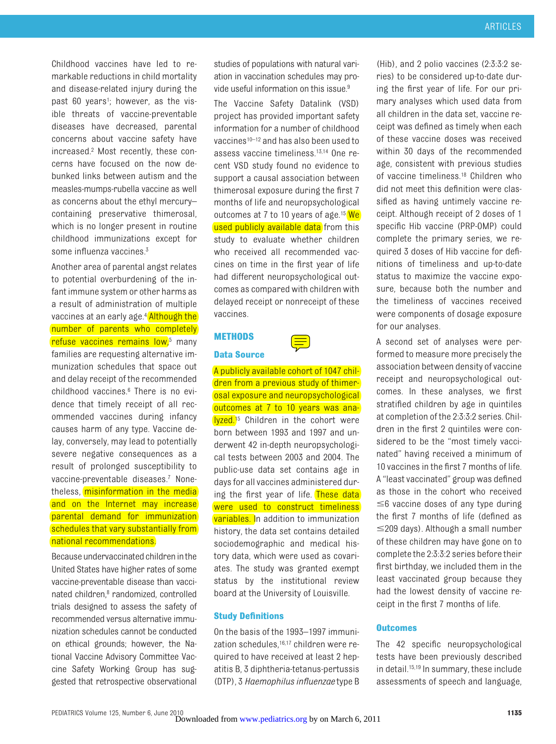Childhood vaccines have led to remarkable reductions in child mortality and disease-related injury during the past 60 years[1]; however, as the visible threats of vaccine-preventable diseases have decreased, parental concerns about vaccine safety have increased.[2] Most recently, these concerns have focused on the now debunked links between autism and the measles-mumps-rubella vaccine as well as concerns about the ethyl mercury–containing preservative thimerosal, which is no longer present in routine childhood immunizations except for some influenza vaccines.[3]

Another area of parental angst relates to potential overburdening of the infant immune system or other harms as a result of administration of multiple vaccines at an early age.[4] Although the number of parents who completely refuse vaccines remains low,[5] many families are requesting alternative immunization schedules that space out and delay receipt of the recommended childhood vaccines.[6] There is no evidence that timely receipt of all recommended vaccines during infancy causes harm of any type. Vaccine delay, conversely, may lead to potentially severe negative consequences as a result of prolonged susceptibility to vaccine-preventable diseases.[7] Nonetheless, misinformation in the media and on the Internet may increase parental demand for immunization schedules that vary substantially from national recommendations.

Because undervaccinated children in the United States have higher rates of some vaccine-preventable disease than vaccinated children,[8] randomized, controlled trials designed to assess the safety of recommended versus alternative immunization schedules cannot be conducted on ethical grounds; however, the National Vaccine Advisory Committee Vaccine Safety Working Group has suggested that retrospective observational studies of populations with natural variation in vaccination schedules may provide useful information on this issue.[9]

The Vaccine Safety Datalink (VSD) project has provided important safety information for a number of childhood vaccines[10–12] and has also been used to assess vaccine timeliness.[13,14] One recent VSD study found no evidence to support a causal association between thimerosal exposure during the first 7 months of life and neuropsychological outcomes at 7 to 10 years of age.[15] We used publicly available data from this study to evaluate whether children who received all recommended vaccines on time in the first year of life had different neuropsychological outcomes as compared with children with delayed receipt or nonreceipt of these vaccines.

## METHODS

### Data Source

A publicly available cohort of 1047 children from a previous study of thimerosal exposure and neuropsychological outcomes at 7 to 10 years was analyzed.[15] Children in the cohort were born between 1993 and 1997 and underwent 42 in-depth neuropsychological tests between 2003 and 2004. The public-use data set contains age in days for all vaccines administered during the first year of life. These data were used to construct timeliness variables. In addition to immunization history, the data set contains detailed sociodemographic and medical history data, which were used as covariates. The study was granted exempt status by the institutional review board at the University of Louisville.

### Study Definitions

On the basis of the 1993–1997 immunization schedules,[16,17] children were required to have received at least 2 hepatitis B, 3 diphtheria-tetanus-pertussis (DTP), 3 *Haemophilus influenzae* type B (Hib), and 2 polio vaccines (2:3:3:2 series) to be considered up-to-date during the first year of life. For our primary analyses which used data from all children in the data set, vaccine receipt was defined as timely when each of these vaccine doses was received within 30 days of the recommended age, consistent with previous studies of vaccine timeliness.[18] Children who did not meet this definition were classified as having untimely vaccine receipt. Although receipt of 2 doses of 1 specific Hib vaccine (PRP-OMP) could complete the primary series, we required 3 doses of Hib vaccine for definitions of timeliness and up-to-date status to maximize the vaccine exposure, because both the number and the timeliness of vaccines received were components of dosage exposure for our analyses.

A second set of analyses were performed to measure more precisely the association between density of vaccine receipt and neuropsychological outcomes. In these analyses, we first stratified children by age in quintiles at completion of the 2:3:3:2 series. Children in the first 2 quintiles were considered to be the "most timely vaccinated" having received a minimum of 10 vaccines in the first 7 months of life. A "least vaccinated" group was defined as those in the cohort who received ≤6 vaccine doses of any type during the first 7 months of life (defined as ≤209 days). Although a small number of these children may have gone on to complete the 2:3:3:2 series before their first birthday, we included them in the least vaccinated group because they had the lowest density of vaccine receipt in the first 7 months of life.

### Outcomes

The 42 specific neuropsychological tests have been previously described in detail.[15,19] In summary, these include assessments of speech and language,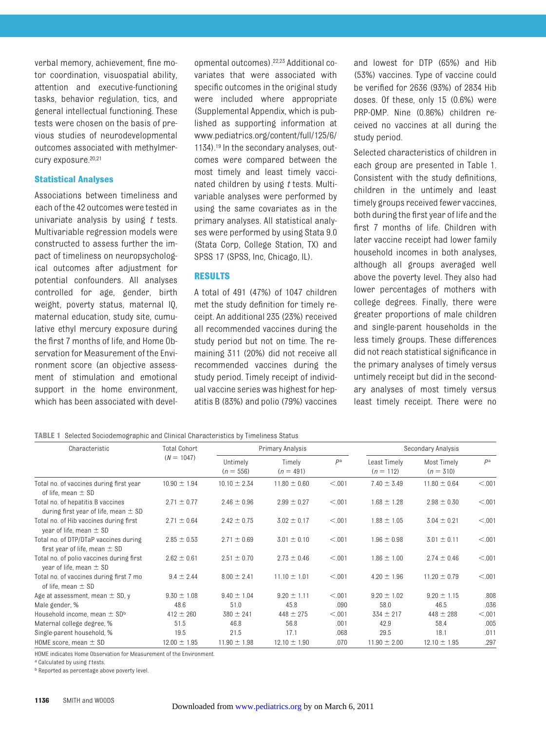verbal memory, achievement, fine motor coordination, visuospatial ability, attention and executive-functioning tasks, behavior regulation, tics, and general intellectual functioning. These tests were chosen on the basis of previous studies of neurodevelopmental outcomes associated with methylmercury exposure.[20,21]

### Statistical Analyses

Associations between timeliness and each of the 42 outcomes were tested in univariate analysis by using *t* tests. Multivariable regression models were constructed to assess further the impact of timeliness on neuropsychological outcomes after adjustment for potential confounders. All analyses controlled for age, gender, birth weight, poverty status, maternal IQ, maternal education, study site, cumulative ethyl mercury exposure during the first 7 months of life, and Home Observation for Measurement of the Environment score (an objective assessment of stimulation and emotional support in the home environment, which has been associated with developmental outcomes).[22,23] Additional covariates that were associated with specific outcomes in the original study were included where appropriate (Supplemental Appendix, which is published as supporting information at www.pediatrics.org/content/full/125/6/1134).[19] In the secondary analyses, outcomes were compared between the most timely and least timely vaccinated children by using *t* tests. Multivariable analyses were performed by using the same covariates as in the primary analyses. All statistical analyses were performed by using Stata 9.0 (Stata Corp, College Station, TX) and SPSS 17 (SPSS, Inc, Chicago, IL).

## RESULTS

A total of 491 (47%) of 1047 children met the study definition for timely receipt. An additional 235 (23%) received all recommended vaccines during the study period but not on time. The remaining 311 (20%) did not receive all recommended vaccines during the study period. Timely receipt of individual vaccine series was highest for hepatitis B (83%) and polio (79%) vaccines and lowest for DTP (65%) and Hib (53%) vaccines. Type of vaccine could be verified for 2636 (93%) of 2834 Hib doses. Of these, only 15 (0.6%) were PRP-OMP. Nine (0.86%) children received no vaccines at all during the study period.

Selected characteristics of children in each group are presented in Table 1. Consistent with the study definitions, children in the untimely and least timely groups received fewer vaccines, both during the first year of life and the first 7 months of life. Children with later vaccine receipt had lower family household incomes in both analyses, although all groups averaged well above the poverty level. They also had lower percentages of mothers with college degrees. Finally, there were greater proportions of male children and single-parent households in the less timely groups. These differences did not reach statistical significance in the primary analyses of timely versus untimely receipt but did in the secondary analyses of most timely versus least timely receipt. There were no

**TABLE 1** Selected Sociodemographic and Clinical Characteristics by Timeliness Status

| Characteristic | Total Cohort ($N$ = 1047) | Primary Analysis | | | Secondary Analysis | | |
|---|---|---|---|---|---|---|---|
| | | Untimely ($n$ = 556) | Timely ($n$ = 491) | $P$[a] | Least Timely ($n$ = 112) | Most Timely ($n$ = 310) | $P$[a] |
| Total no. of vaccines during first year of life, mean ± SD | 10.90 ± 1.94 | 10.10 ± 2.34 | 11.80 ± 0.60 | <.001 | 7.40 ± 3.49 | 11.80 ± 0.64 | <.001 |
| Total no. of hepatitis B vaccines during first year of life, mean ± SD | 2.71 ± 0.77 | 2.46 ± 0.96 | 2.99 ± 0.27 | <.001 | 1.68 ± 1.28 | 2.98 ± 0.30 | <.001 |
| Total no. of Hib vaccines during first year of life, mean ± SD | 2.71 ± 0.64 | 2.42 ± 0.75 | 3.02 ± 0.17 | <.001 | 1.88 ± 1.05 | 3.04 ± 0.21 | <.001 |
| Total no. of DTP/DTaP vaccines during first year of life, mean ± SD | 2.85 ± 0.53 | 2.71 ± 0.69 | 3.01 ± 0.10 | <.001 | 1.96 ± 0.98 | 3.01 ± 0.11 | <.001 |
| Total no. of polio vaccines during first year of life, mean ± SD | 2.62 ± 0.61 | 2.51 ± 0.70 | 2.73 ± 0.46 | <.001 | 1.86 ± 1.00 | 2.74 ± 0.46 | <.001 |
| Total no. of vaccines during first 7 mo of life, mean ± SD | 9.4 ± 2.44 | 8.00 ± 2.41 | 11.10 ± 1.01 | <.001 | 4.20 ± 1.96 | 11.20 ± 0.79 | <.001 |
| Age at assessment, mean ± SD, y | 9.30 ± 1.08 | 9.40 ± 1.04 | 9.20 ± 1.11 | <.001 | 9.20 ± 1.02 | 9.20 ± 1.15 | .808 |
| Male gender, % | 48.6 | 51.0 | 45.8 | .090 | 58.0 | 46.5 | .036 |
| Household income, mean ± SD[b] | 412 ± 260 | 380 ± 241 | 448 ± 275 | <.001 | 334 ± 217 | 448 ± 288 | <.001 |
| Maternal college degree, % | 51.5 | 46.8 | 56.8 | .001 | 42.9 | 58.4 | .005 |
| Single-parent household, % | 19.5 | 21.5 | 17.1 | .068 | 29.5 | 18.1 | .011 |
| HOME score, mean ± SD | 12.00 ± 1.95 | 11.90 ± 1.98 | 12.10 ± 1.90 | .070 | 11.90 ± 2.00 | 12.10 ± 1.95 | .297 |

HOME indicates Home Observation for Measurement of the Environment.

[a] Calculated by using *t* tests.

[b] Reported as percentage above poverty level.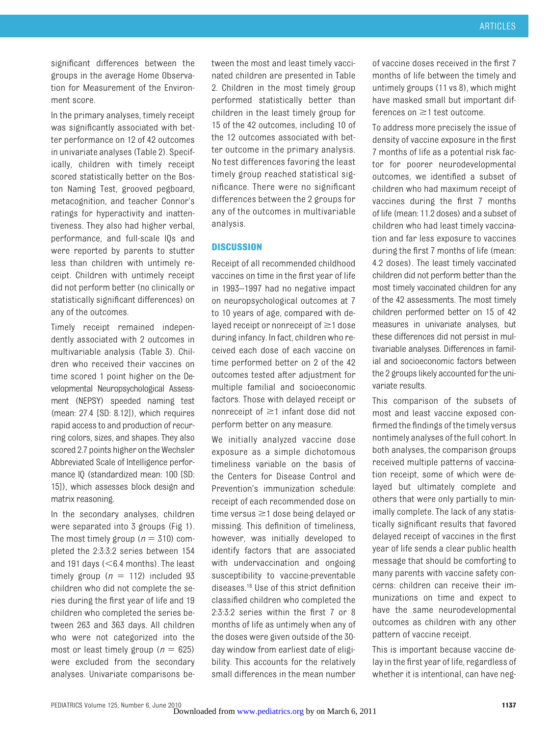significant differences between the groups in the average Home Observation for Measurement of the Environment score.

In the primary analyses, timely receipt was significantly associated with better performance on 12 of 42 outcomes in univariate analyses (Table 2). Specifically, children with timely receipt scored statistically better on the Boston Naming Test, grooved pegboard, metacognition, and teacher Connor's ratings for hyperactivity and inattentiveness. They also had higher verbal, performance, and full-scale IQs and were reported by parents to stutter less than children with untimely receipt. Children with untimely receipt did not perform better (no clinically or statistically significant differences) on any of the outcomes.

Timely receipt remained independently associated with 2 outcomes in multivariable analysis (Table 3). Children who received their vaccines on time scored 1 point higher on the Developmental Neuropsychological Assessment (NEPSY) speeded naming test (mean: 27.4 [SD: 8.12]), which requires rapid access to and production of recurring colors, sizes, and shapes. They also scored 2.7 points higher on the Wechsler Abbreviated Scale of Intelligence performance IQ (standardized mean: 100 [SD: 15]), which assesses block design and matrix reasoning.

In the secondary analyses, children were separated into 3 groups (Fig 1). The most timely group ($n = 310$) completed the 2:3:3:2 series between 154 and 191 days (<6.4 months). The least timely group ($n = 112$) included 93 children who did not complete the series during the first year of life and 19 children who completed the series between 263 and 363 days. All children who were not categorized into the most or least timely group ($n = 625$) were excluded from the secondary analyses. Univariate comparisons between the most and least timely vaccinated children are presented in Table 2. Children in the most timely group performed statistically better than children in the least timely group for 15 of the 42 outcomes, including 10 of the 12 outcomes associated with better outcome in the primary analysis. No test differences favoring the least timely group reached statistical significance. There were no significant differences between the 2 groups for any of the outcomes in multivariable analysis.

## DISCUSSION

Receipt of all recommended childhood vaccines on time in the first year of life in 1993–1997 had no negative impact on neuropsychological outcomes at 7 to 10 years of age, compared with delayed receipt or nonreceipt of ≥1 dose during infancy. In fact, children who received each dose of each vaccine on time performed better on 2 of the 42 outcomes tested after adjustment for multiple familial and socioeconomic factors. Those with delayed receipt or nonreceipt of ≥1 infant dose did not perform better on any measure.

We initially analyzed vaccine dose exposure as a simple dichotomous timeliness variable on the basis of the Centers for Disease Control and Prevention's immunization schedule: receipt of each recommended dose on time versus ≥1 dose being delayed or missing. This definition of timeliness, however, was initially developed to identify factors that are associated with undervaccination and ongoing susceptibility to vaccine-preventable diseases.[18] Use of this strict definition classified children who completed the 2:3:3:2 series within the first 7 or 8 months of life as untimely when any of the doses were given outside of the 30-day window from earliest date of eligibility. This accounts for the relatively small differences in the mean number of vaccine doses received in the first 7 months of life between the timely and untimely groups (11 vs 8), which might have masked small but important differences on ≥1 test outcome.

To address more precisely the issue of density of vaccine exposure in the first 7 months of life as a potential risk factor for poorer neurodevelopmental outcomes, we identified a subset of children who had maximum receipt of vaccines during the first 7 months of life (mean: 11.2 doses) and a subset of children who had least timely vaccination and far less exposure to vaccines during the first 7 months of life (mean: 4.2 doses). The least timely vaccinated children did not perform better than the most timely vaccinated children for any of the 42 assessments. The most timely children performed better on 15 of 42 measures in univariate analyses, but these differences did not persist in multivariable analyses. Differences in familial and socioeconomic factors between the 2 groups likely accounted for the univariate results.

This comparison of the subsets of most and least vaccine exposed confirmed the findings of the timely versus nontimely analyses of the full cohort. In both analyses, the comparison groups received multiple patterns of vaccination receipt, some of which were delayed but ultimately complete and others that were only partially to minimally complete. The lack of any statistically significant results that favored delayed receipt of vaccines in the first year of life sends a clear public health message that should be comforting to many parents with vaccine safety concerns: children can receive their immunizations on time and expect to have the same neurodevelopmental outcomes as children with any other pattern of vaccine receipt.

This is important because vaccine delay in the first year of life, regardless of whether it is intentional, can have neg-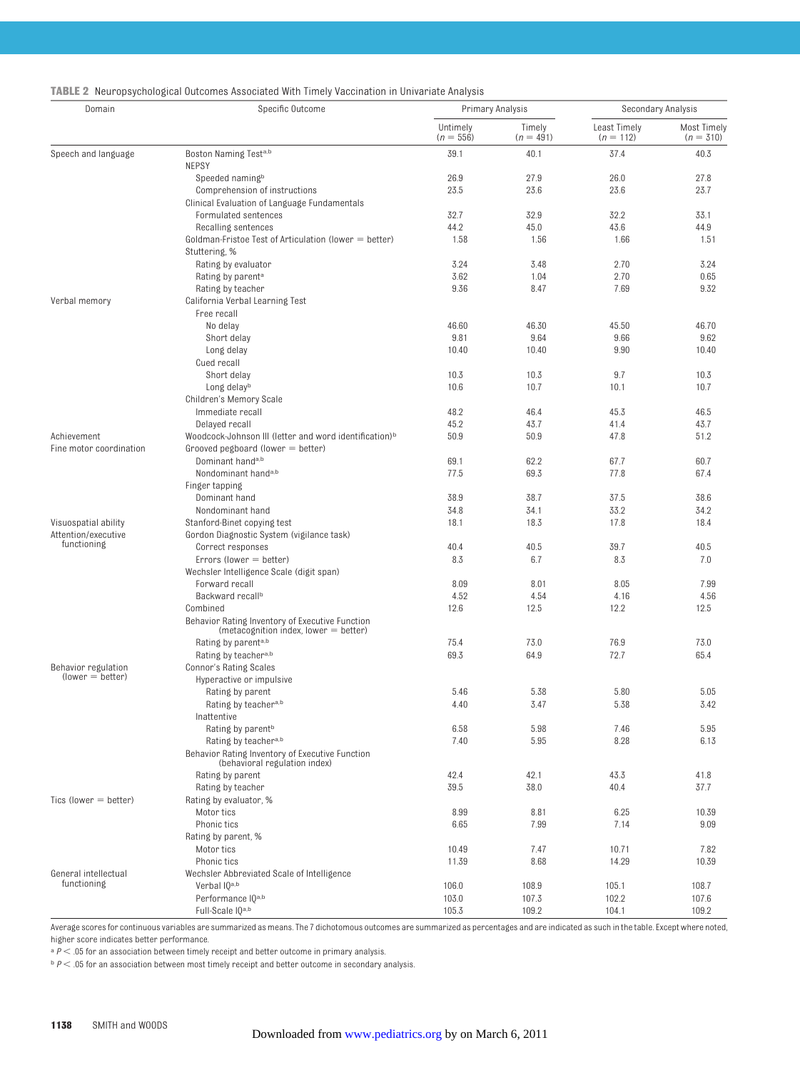**TABLE 2** Neuropsychological Outcomes Associated With Timely Vaccination in Univariate Analysis

| Domain | Specific Outcome | Primary Analysis | | Secondary Analysis | |
|---|---|---|---|---|---|
| | | Untimely ($n$ = 556) | Timely ($n$ = 491) | Least Timely ($n$ = 112) | Most Timely ($n$ = 310) |
| Speech and language | Boston Naming Test[a,b] | 39.1 | 40.1 | 37.4 | 40.3 |
| | NEPSY | | | | |
| | Speeded naming[b] | 26.9 | 27.9 | 26.0 | 27.8 |
| | Comprehension of instructions | 23.5 | 23.6 | 23.6 | 23.7 |
| | Clinical Evaluation of Language Fundamentals | | | | |
| | Formulated sentences | 32.7 | 32.9 | 32.2 | 33.1 |
| | Recalling sentences | 44.2 | 45.0 | 43.6 | 44.9 |
| | Goldman-Fristoe Test of Articulation (lower = better) | 1.58 | 1.56 | 1.66 | 1.51 |
| | Stuttering, % | | | | |
| | Rating by evaluator | 3.24 | 3.48 | 2.70 | 3.24 |
| | Rating by parent[a] | 3.62 | 1.04 | 2.70 | 0.65 |
| | Rating by teacher | 9.36 | 8.47 | 7.69 | 9.32 |
| Verbal memory | California Verbal Learning Test | | | | |
| | Free recall | | | | |
| | No delay | 46.60 | 46.30 | 45.50 | 46.70 |
| | Short delay | 9.81 | 9.64 | 9.66 | 9.62 |
| | Long delay | 10.40 | 10.40 | 9.90 | 10.40 |
| | Cued recall | | | | |
| | Short delay | 10.3 | 10.3 | 9.7 | 10.3 |
| | Long delay[b] | 10.6 | 10.7 | 10.1 | 10.7 |
| | Children's Memory Scale | | | | |
| | Immediate recall | 48.2 | 46.4 | 45.3 | 46.5 |
| | Delayed recall | 45.2 | 43.7 | 41.4 | 43.7 |
| Achievement | Woodcock-Johnson III (letter and word identification)[b] | 50.9 | 50.9 | 47.8 | 51.2 |
| Fine motor coordination | Grooved pegboard (lower = better) | | | | |
| | Dominant hand[a,b] | 69.1 | 62.2 | 67.7 | 60.7 |
| | Nondominant hand[a,b] | 77.5 | 69.3 | 77.8 | 67.4 |
| | Finger tapping | | | | |
| | Dominant hand | 38.9 | 38.7 | 37.5 | 38.6 |
| | Nondominant hand | 34.8 | 34.1 | 33.2 | 34.2 |
| Visuospatial ability | Stanford-Binet copying test | 18.1 | 18.3 | 17.8 | 18.4 |
| Attention/executive functioning | Gordon Diagnostic System (vigilance task) | | | | |
| | Correct responses | 40.4 | 40.5 | 39.7 | 40.5 |
| | Errors (lower = better) | 8.3 | 6.7 | 8.3 | 7.0 |
| | Wechsler Intelligence Scale (digit span) | | | | |
| | Forward recall | 8.09 | 8.01 | 8.05 | 7.99 |
| | Backward recall[b] | 4.52 | 4.54 | 4.16 | 4.56 |
| | Combined | 12.6 | 12.5 | 12.2 | 12.5 |
| | Behavior Rating Inventory of Executive Function (metacognition index, lower = better) | | | | |
| | Rating by parent[a,b] | 75.4 | 73.0 | 76.9 | 73.0 |
| | Rating by teacher[a,b] | 69.3 | 64.9 | 72.7 | 65.4 |
| Behavior regulation (lower = better) | Connor's Rating Scales | | | | |
| | Hyperactive or impulsive | | | | |
| | Rating by parent | 5.46 | 5.38 | 5.80 | 5.05 |
| | Rating by teacher[a,b] | 4.40 | 3.47 | 5.38 | 3.42 |
| | Inattentive | | | | |
| | Rating by parent[b] | 6.58 | 5.98 | 7.46 | 5.95 |
| | Rating by teacher[a,b] | 7.40 | 5.95 | 8.28 | 6.13 |
| | Behavior Rating Inventory of Executive Function (behavioral regulation index) | | | | |
| | Rating by parent | 42.4 | 42.1 | 43.3 | 41.8 |
| | Rating by teacher | 39.5 | 38.0 | 40.4 | 37.7 |
| Tics (lower = better) | Rating by evaluator, % | | | | |
| | Motor tics | 8.99 | 8.81 | 6.25 | 10.39 |
| | Phonic tics | 6.65 | 7.99 | 7.14 | 9.09 |
| | Rating by parent, % | | | | |
| | Motor tics | 10.49 | 7.47 | 10.71 | 7.82 |
| | Phonic tics | 11.39 | 8.68 | 14.29 | 10.39 |
| General intellectual functioning | Wechsler Abbreviated Scale of Intelligence | | | | |
| | Verbal IQ[a,b] | 106.0 | 108.9 | 105.1 | 108.7 |
| | Performance IQ[a,b] | 103.0 | 107.3 | 102.2 | 107.6 |
| | Full-Scale IQ[a,b] | 105.3 | 109.2 | 104.1 | 109.2 |

Average scores for continuous variables are summarized as means. The 7 dichotomous outcomes are summarized as percentages and are indicated as such in the table. Except where noted, higher score indicates better performance.

[a] $P < .05$ for an association between timely receipt and better outcome in primary analysis.

[b] $P < .05$ for an association between most timely receipt and better outcome in secondary analysis.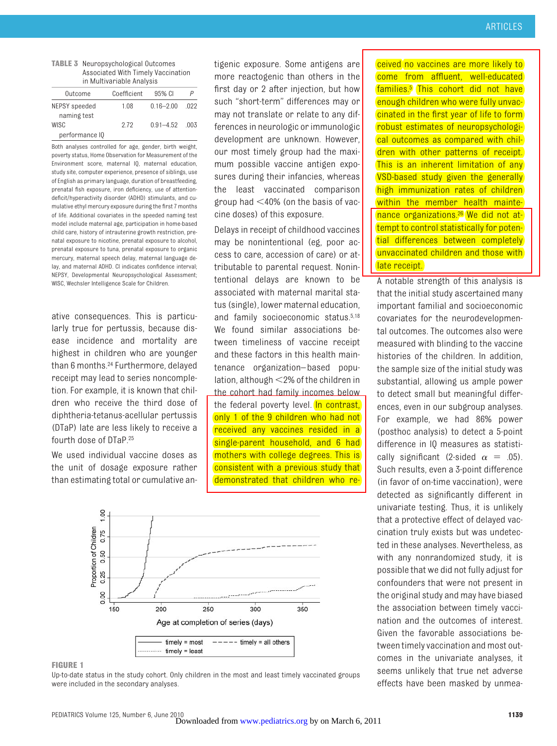**TABLE 3** Neuropsychological Outcomes Associated With Timely Vaccination in Multivariable Analysis

| Outcome | Coefficient | 95% CI | P |
|---|---|---|---|
| NEPSY speeded naming test | 1.08 | 0.16–2.00 | .022 |
| WISC performance IQ | 2.72 | 0.91–4.52 | .003 |

Both analyses controlled for age, gender, birth weight, poverty status, Home Observation for Measurement of the Environment score, maternal IQ, maternal education, study site, computer experience, presence of siblings, use of English as primary language, duration of breastfeeding, prenatal fish exposure, iron deficiency, use of attention-deficit/hyperactivity disorder (ADHD) stimulants, and cumulative ethyl mercury exposure during the first 7 months of life. Additional covariates in the speeded naming test model include maternal age, participation in home-based child care, history of intrauterine growth restriction, prenatal exposure to nicotine, prenatal exposure to alcohol, prenatal exposure to tuna, prenatal exposure to organic mercury, maternal speech delay, maternal language delay, and maternal ADHD. CI indicates confidence interval; NEPSY, Developmental Neuropsychological Assessment; WISC, Wechsler Intelligence Scale for Children.

ative consequences. This is particularly true for pertussis, because disease incidence and mortality are highest in children who are younger than 6 months.[24] Furthermore, delayed receipt may lead to series noncompletion. For example, it is known that children who receive the third dose of diphtheria-tetanus-acellular pertussis (DTaP) late are less likely to receive a fourth dose of DTaP.[25]

We used individual vaccine doses as the unit of dosage exposure rather than estimating total or cumulative antigenic exposure. Some antigens are more reactogenic than others in the first day or 2 after injection, but how such "short-term" differences may or may not translate or relate to any differences in neurologic or immunologic development are unknown. However, our most timely group had the maximum possible vaccine antigen exposures during their infancies, whereas the least vaccinated comparison group had <40% (on the basis of vaccine doses) of this exposure.

Delays in receipt of childhood vaccines may be nonintentional (eg, poor access to care, accession of care) or attributable to parental request. Nonintentional delays are known to be associated with maternal marital status (single), lower maternal education, and family socioeconomic status.[5,18] We found similar associations between timeliness of vaccine receipt and these factors in this health maintenance organization–based population, although <2% of the children in the cohort had family incomes below the federal poverty level. In contrast, only 1 of the 9 children who had not received any vaccines resided in a single-parent household, and 6 had mothers with college degrees. This is consistent with a previous study that demonstrated that children who received no vaccines are more likely to come from affluent, well-educated families.[5] This cohort did not have enough children who were fully unvaccinated in the first year of life to form robust estimates of neuropsychological outcomes as compared with children with other patterns of receipt. This is an inherent limitation of any VSD-based study given the generally high immunization rates of children within the member health maintenance organizations.[26] We did not attempt to control statistically for potential differences between completely unvaccinated children and those with late receipt.

A notable strength of this analysis is that the initial study ascertained many important familial and socioeconomic covariates for the neurodevelopmental outcomes. The outcomes also were measured with blinding to the vaccine histories of the children. In addition, the sample size of the initial study was substantial, allowing us ample power to detect small but meaningful differences, even in our subgroup analyses. For example, we had 86% power (posthoc analysis) to detect a 5-point difference in IQ measures as statistically significant (2-sided $\alpha$ = .05). Such results, even a 3-point difference (in favor of on-time vaccination), were detected as significantly different in univariate testing. Thus, it is unlikely that a protective effect of delayed vaccination truly exists but was undetected in these analyses. Nevertheless, as with any nonrandomized study, it is possible that we did not fully adjust for confounders that were not present in the original study and may have biased the association between timely vaccination and the outcomes of interest. Given the favorable associations between timely vaccination and most outcomes in the univariate analyses, it seems unlikely that true net adverse effects have been masked by unmea-

**FIGURE 1**
Up-to-date status in the study cohort. Only children in the most and least timely vaccinated groups were included in the secondary analyses.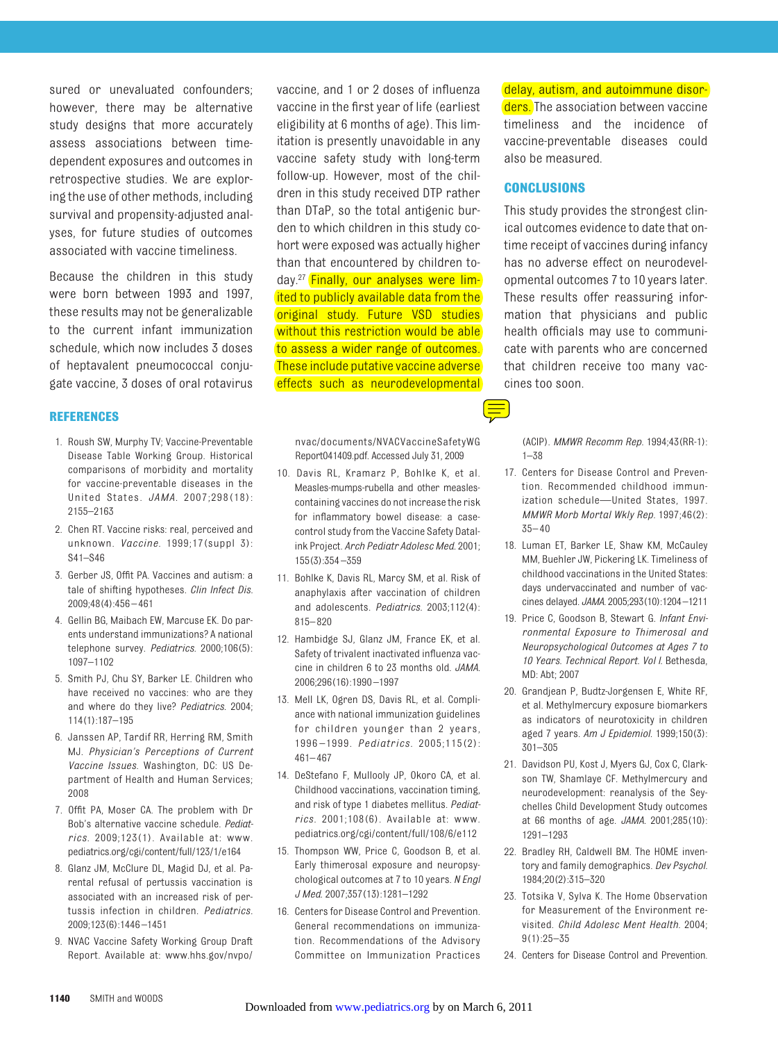sured or unevaluated confounders; however, there may be alternative study designs that more accurately assess associations between time-dependent exposures and outcomes in retrospective studies. We are exploring the use of other methods, including survival and propensity-adjusted analyses, for future studies of outcomes associated with vaccine timeliness.

Because the children in this study were born between 1993 and 1997, these results may not be generalizable to the current infant immunization schedule, which now includes 3 doses of heptavalent pneumococcal conjugate vaccine, 3 doses of oral rotavirus vaccine, and 1 or 2 doses of influenza vaccine in the first year of life (earliest eligibility at 6 months of age). This limitation is presently unavoidable in any vaccine safety study with long-term follow-up. However, most of the children in this study received DTP rather than DTaP, so the total antigenic burden to which children in this study cohort were exposed was actually higher than that encountered by children today.[27] Finally, our analyses were limited to publicly available data from the original study. Future VSD studies without this restriction would be able to assess a wider range of outcomes. These include putative vaccine adverse effects such as neurodevelopmental delay, autism, and autoimmune disorders. The association between vaccine timeliness and the incidence of vaccine-preventable diseases could also be measured.

## CONCLUSIONS

This study provides the strongest clinical outcomes evidence to date that on-time receipt of vaccines during infancy has no adverse effect on neurodevelopmental outcomes 7 to 10 years later. These results offer reassuring information that physicians and public health officials may use to communicate with parents who are concerned that children receive too many vaccines too soon.

## REFERENCES

1. Roush SW, Murphy TV; Vaccine-Preventable Disease Table Working Group. Historical comparisons of morbidity and mortality for vaccine-preventable diseases in the United States. *JAMA*. 2007;298(18):2155–2163
2. Chen RT. Vaccine risks: real, perceived and unknown. *Vaccine*. 1999;17(suppl 3):S41–S46
3. Gerber JS, Offit PA. Vaccines and autism: a tale of shifting hypotheses. *Clin Infect Dis*. 2009;48(4):456–461
4. Gellin BG, Maibach EW, Marcuse EK. Do parents understand immunizations? A national telephone survey. *Pediatrics*. 2000;106(5):1097–1102
5. Smith PJ, Chu SY, Barker LE. Children who have received no vaccines: who are they and where do they live? *Pediatrics*. 2004;114(1):187–195
6. Janssen AP, Tardif RR, Herring RM, Smith MJ. *Physician's Perceptions of Current Vaccine Issues*. Washington, DC: US Department of Health and Human Services; 2008
7. Offit PA, Moser CA. The problem with Dr Bob's alternative vaccine schedule. *Pediatrics*. 2009;123(1). Available at: www.pediatrics.org/cgi/content/full/123/1/e164
8. Glanz JM, McClure DL, Magid DJ, et al. Parental refusal of pertussis vaccination is associated with an increased risk of pertussis infection in children. *Pediatrics*. 2009;123(6):1446–1451
9. NVAC Vaccine Safety Working Group Draft Report. Available at: www.hhs.gov/nvpo/nvac/documents/NVACVaccineSafetyWGReport041409.pdf. Accessed July 31, 2009
10. Davis RL, Kramarz P, Bohlke K, et al. Measles-mumps-rubella and other measles-containing vaccines do not increase the risk for inflammatory bowel disease: a case-control study from the Vaccine Safety Datalink Project. *Arch Pediatr Adolesc Med*. 2001;155(3):354–359
11. Bohlke K, Davis RL, Marcy SM, et al. Risk of anaphylaxis after vaccination of children and adolescents. *Pediatrics*. 2003;112(4):815–820
12. Hambidge SJ, Glanz JM, France EK, et al. Safety of trivalent inactivated influenza vaccine in children 6 to 23 months old. *JAMA*. 2006;296(16):1990–1997
13. Mell LK, Ogren DS, Davis RL, et al. Compliance with national immunization guidelines for children younger than 2 years, 1996–1999. *Pediatrics*. 2005;115(2):461–467
14. DeStefano F, Mullooly JP, Okoro CA, et al. Childhood vaccinations, vaccination timing, and risk of type 1 diabetes mellitus. *Pediatrics*. 2001;108(6). Available at: www.pediatrics.org/cgi/content/full/108/6/e112
15. Thompson WW, Price C, Goodson B, et al. Early thimerosal exposure and neuropsychological outcomes at 7 to 10 years. *N Engl J Med*. 2007;357(13):1281–1292
16. Centers for Disease Control and Prevention. General recommendations on immunization. Recommendations of the Advisory Committee on Immunization Practices (ACIP). *MMWR Recomm Rep*. 1994;43(RR-1):1–38
17. Centers for Disease Control and Prevention. Recommended childhood immunization schedule—United States, 1997. *MMWR Morb Mortal Wkly Rep*. 1997;46(2):35–40
18. Luman ET, Barker LE, Shaw KM, McCauley MM, Buehler JW, Pickering LK. Timeliness of childhood vaccinations in the United States: days undervaccinated and number of vaccines delayed. *JAMA*. 2005;293(10):1204–1211
19. Price C, Goodson B, Stewart G. *Infant Environmental Exposure to Thimerosal and Neuropsychological Outcomes at Ages 7 to 10 Years. Technical Report. Vol I*. Bethesda, MD: Abt; 2007
20. Grandjean P, Budtz-Jorgensen E, White RF, et al. Methylmercury exposure biomarkers as indicators of neurotoxicity in children aged 7 years. *Am J Epidemiol*. 1999;150(3):301–305
21. Davidson PU, Kost J, Myers GJ, Cox C, Clarkson TW, Shamlaye CF. Methylmercury and neurodevelopment: reanalysis of the Seychelles Child Development Study outcomes at 66 months of age. *JAMA*. 2001;285(10):1291–1293
22. Bradley RH, Caldwell BM. The HOME inventory and family demographics. *Dev Psychol*. 1984;20(2):315–320
23. Totsika V, Sylva K. The Home Observation for Measurement of the Environment revisited. *Child Adolesc Ment Health*. 2004;9(1):25–35
24. Centers for Disease Control and Prevention.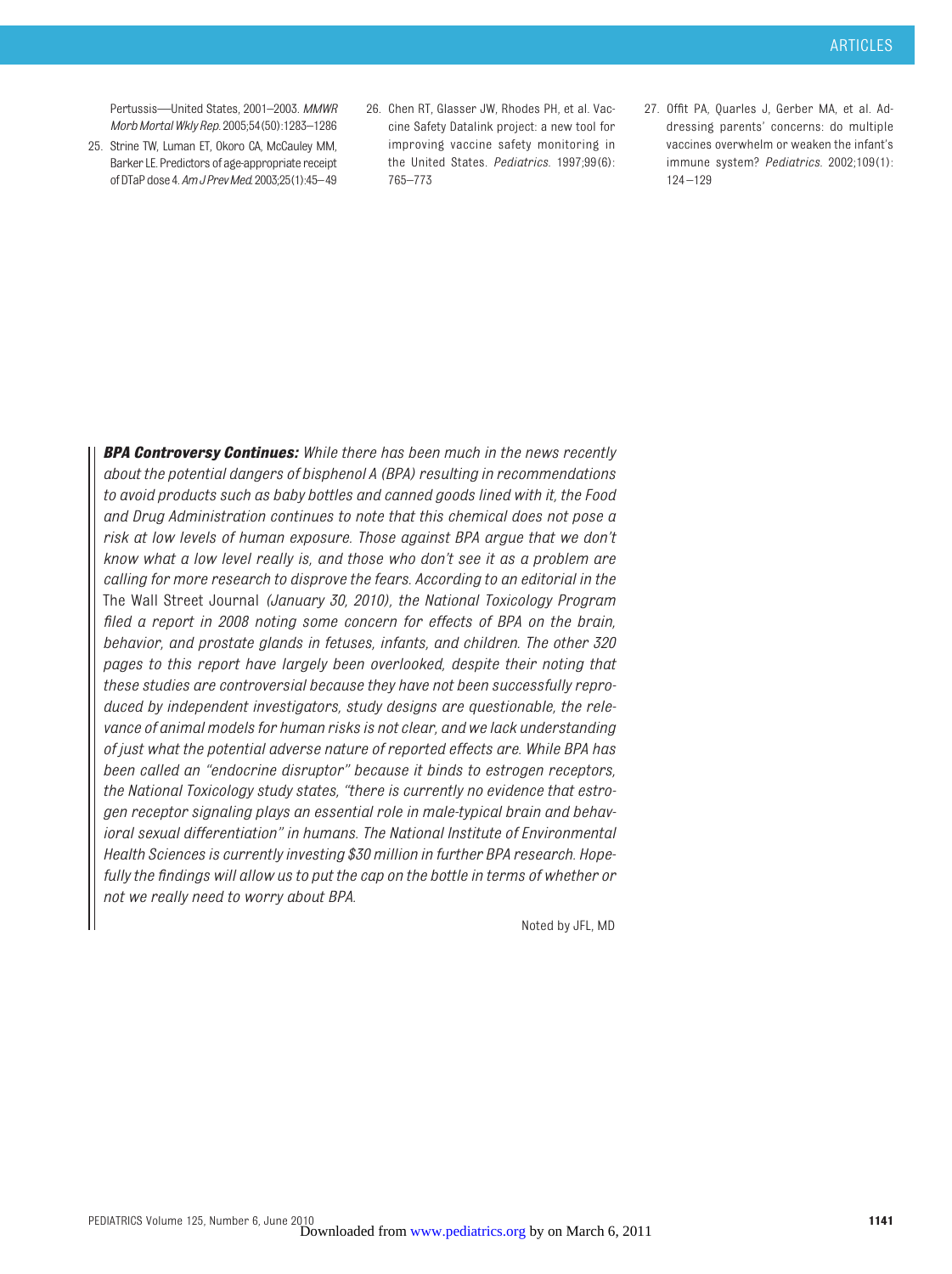Pertussis—United States, 2001–2003. *MMWR Morb Mortal Wkly Rep.* 2005;54(50):1283–1286

25. Strine TW, Luman ET, Okoro CA, McCauley MM, Barker LE. Predictors of age-appropriate receipt of DTaP dose 4. *Am J Prev Med.* 2003;25(1):45–49
26. Chen RT, Glasser JW, Rhodes PH, et al. Vaccine Safety Datalink project: a new tool for improving vaccine safety monitoring in the United States. *Pediatrics.* 1997;99(6):765–773
27. Offit PA, Quarles J, Gerber MA, et al. Addressing parents' concerns: do multiple vaccines overwhelm or weaken the infant's immune system? *Pediatrics.* 2002;109(1):124–129

***BPA Controversy Continues:*** *While there has been much in the news recently about the potential dangers of bisphenol A (BPA) resulting in recommendations to avoid products such as baby bottles and canned goods lined with it, the Food and Drug Administration continues to note that this chemical does not pose a risk at low levels of human exposure. Those against BPA argue that we don't know what a low level really is, and those who don't see it as a problem are calling for more research to disprove the fears. According to an editorial in the* The Wall Street Journal *(January 30, 2010), the National Toxicology Program filed a report in 2008 noting some concern for effects of BPA on the brain, behavior, and prostate glands in fetuses, infants, and children. The other 320 pages to this report have largely been overlooked, despite their noting that these studies are controversial because they have not been successfully reproduced by independent investigators, study designs are questionable, the relevance of animal models for human risks is not clear, and we lack understanding of just what the potential adverse nature of reported effects are. While BPA has been called an "endocrine disruptor" because it binds to estrogen receptors, the National Toxicology study states, "there is currently no evidence that estrogen receptor signaling plays an essential role in male-typical brain and behavioral sexual differentiation" in humans. The National Institute of Environmental Health Sciences is currently investing $30 million in further BPA research. Hopefully the findings will allow us to put the cap on the bottle in terms of whether or not we really need to worry about BPA.*

Noted by JFL, MD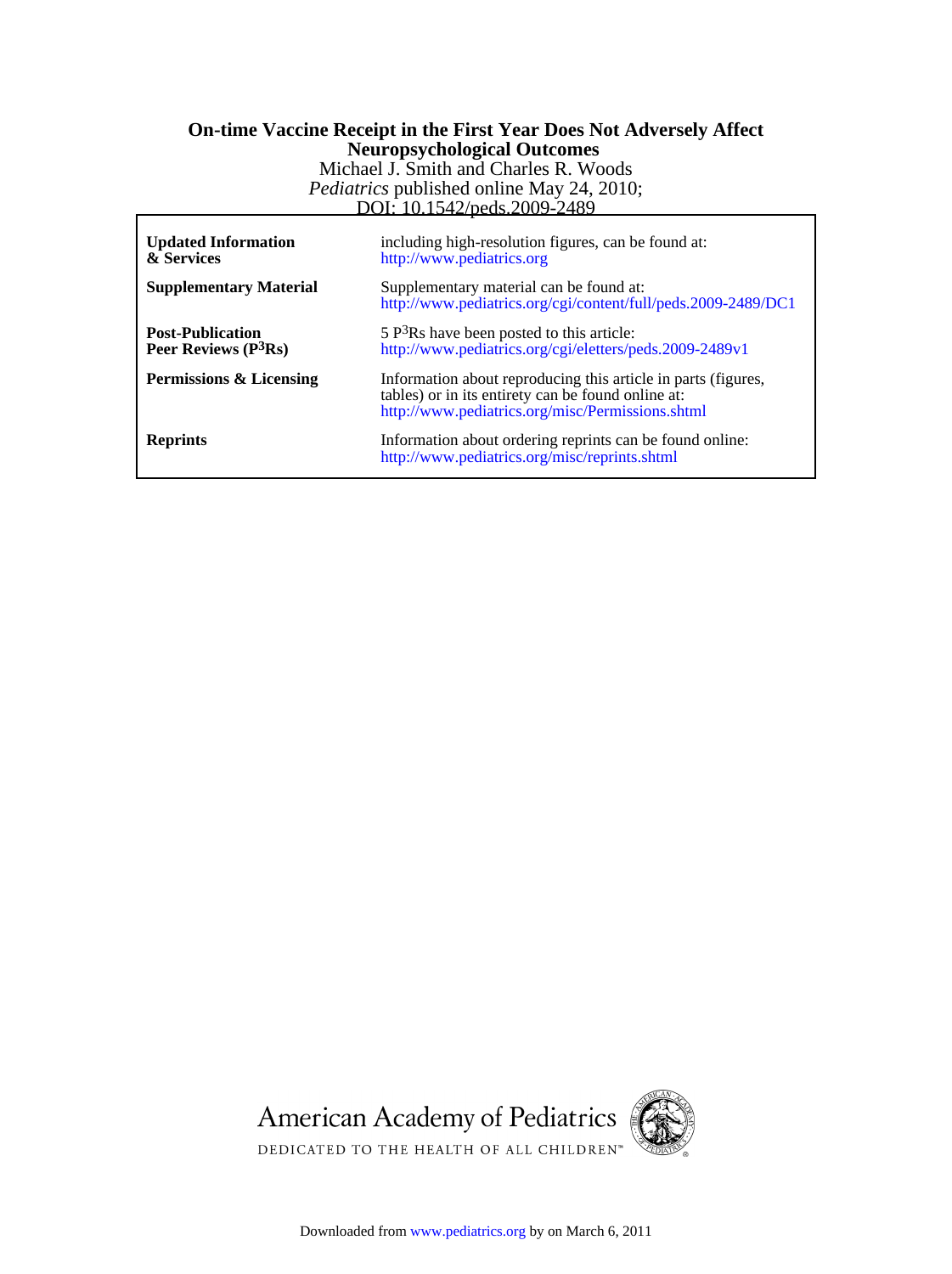**On-time Vaccine Receipt in the First Year Does Not Adversely Affect Neuropsychological Outcomes**

Michael J. Smith and Charles R. Woods

*Pediatrics* published online May 24, 2010;

DOI: 10.1542/peds.2009-2489

| | |
|---|---|
| **Updated Information & Services** | including high-resolution figures, can be found at: http://www.pediatrics.org |
| **Supplementary Material** | Supplementary material can be found at: http://www.pediatrics.org/cgi/content/full/peds.2009-2489/DC1 |
| **Post-Publication Peer Reviews (P$^3$Rs)** | 5 P$^3$Rs have been posted to this article: http://www.pediatrics.org/cgi/eletters/peds.2009-2489v1 |
| **Permissions & Licensing** | Information about reproducing this article in parts (figures, tables) or in its entirety can be found online at: http://www.pediatrics.org/misc/Permissions.shtml |
| **Reprints** | Information about ordering reprints can be found online: http://www.pediatrics.org/misc/reprints.shtml |

American Academy of Pediatrics

DEDICATED TO THE HEALTH OF ALL CHILDREN™

Downloaded from www.pediatrics.org by on March 6, 2011